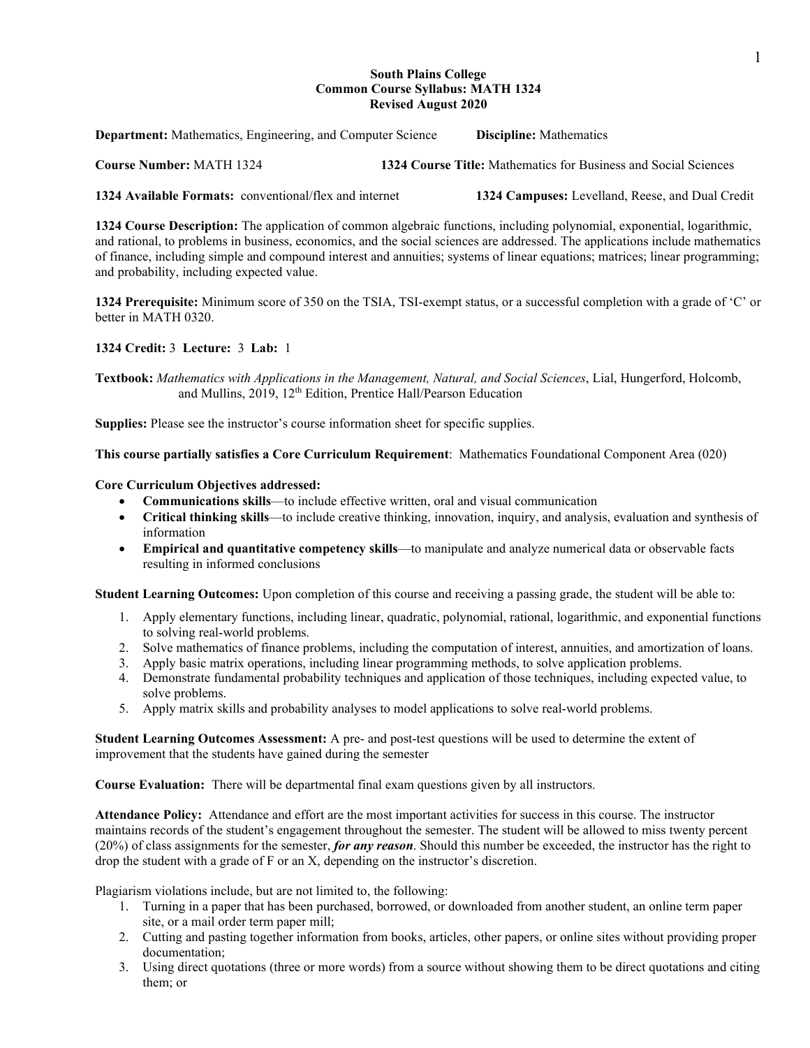**South Plains College**
**Common Course Syllabus: MATH 1324**
**Revised August 2020**

**Department:** Mathematics, Engineering, and Computer Science **Discipline:** Mathematics

**Course Number:** MATH 1324 **1324 Course Title:** Mathematics for Business and Social Sciences

**1324 Available Formats:** conventional/flex and internet **1324 Campuses:** Levelland, Reese, and Dual Credit

**1324 Course Description:** The application of common algebraic functions, including polynomial, exponential, logarithmic, and rational, to problems in business, economics, and the social sciences are addressed. The applications include mathematics of finance, including simple and compound interest and annuities; systems of linear equations; matrices; linear programming; and probability, including expected value.

**1324 Prerequisite:** Minimum score of 350 on the TSIA, TSI-exempt status, or a successful completion with a grade of 'C' or better in MATH 0320.

**1324 Credit:** 3 **Lecture:** 3 **Lab:** 1

**Textbook:** *Mathematics with Applications in the Management, Natural, and Social Sciences*, Lial, Hungerford, Holcomb, and Mullins, 2019, 12th Edition, Prentice Hall/Pearson Education

**Supplies:** Please see the instructor's course information sheet for specific supplies.

**This course partially satisfies a Core Curriculum Requirement**: Mathematics Foundational Component Area (020)

**Core Curriculum Objectives addressed:**

- **Communications skills**—to include effective written, oral and visual communication
- **Critical thinking skills**—to include creative thinking, innovation, inquiry, and analysis, evaluation and synthesis of information
- **Empirical and quantitative competency skills**—to manipulate and analyze numerical data or observable facts resulting in informed conclusions

**Student Learning Outcomes:** Upon completion of this course and receiving a passing grade, the student will be able to:

1. Apply elementary functions, including linear, quadratic, polynomial, rational, logarithmic, and exponential functions to solving real-world problems.
2. Solve mathematics of finance problems, including the computation of interest, annuities, and amortization of loans.
3. Apply basic matrix operations, including linear programming methods, to solve application problems.
4. Demonstrate fundamental probability techniques and application of those techniques, including expected value, to solve problems.
5. Apply matrix skills and probability analyses to model applications to solve real-world problems.

**Student Learning Outcomes Assessment:** A pre- and post-test questions will be used to determine the extent of improvement that the students have gained during the semester

**Course Evaluation:** There will be departmental final exam questions given by all instructors.

**Attendance Policy:** Attendance and effort are the most important activities for success in this course. The instructor maintains records of the student's engagement throughout the semester. The student will be allowed to miss twenty percent (20%) of class assignments for the semester, ***for any reason***. Should this number be exceeded, the instructor has the right to drop the student with a grade of F or an X, depending on the instructor's discretion.

Plagiarism violations include, but are not limited to, the following:

1. Turning in a paper that has been purchased, borrowed, or downloaded from another student, an online term paper site, or a mail order term paper mill;
2. Cutting and pasting together information from books, articles, other papers, or online sites without providing proper documentation;
3. Using direct quotations (three or more words) from a source without showing them to be direct quotations and citing them; or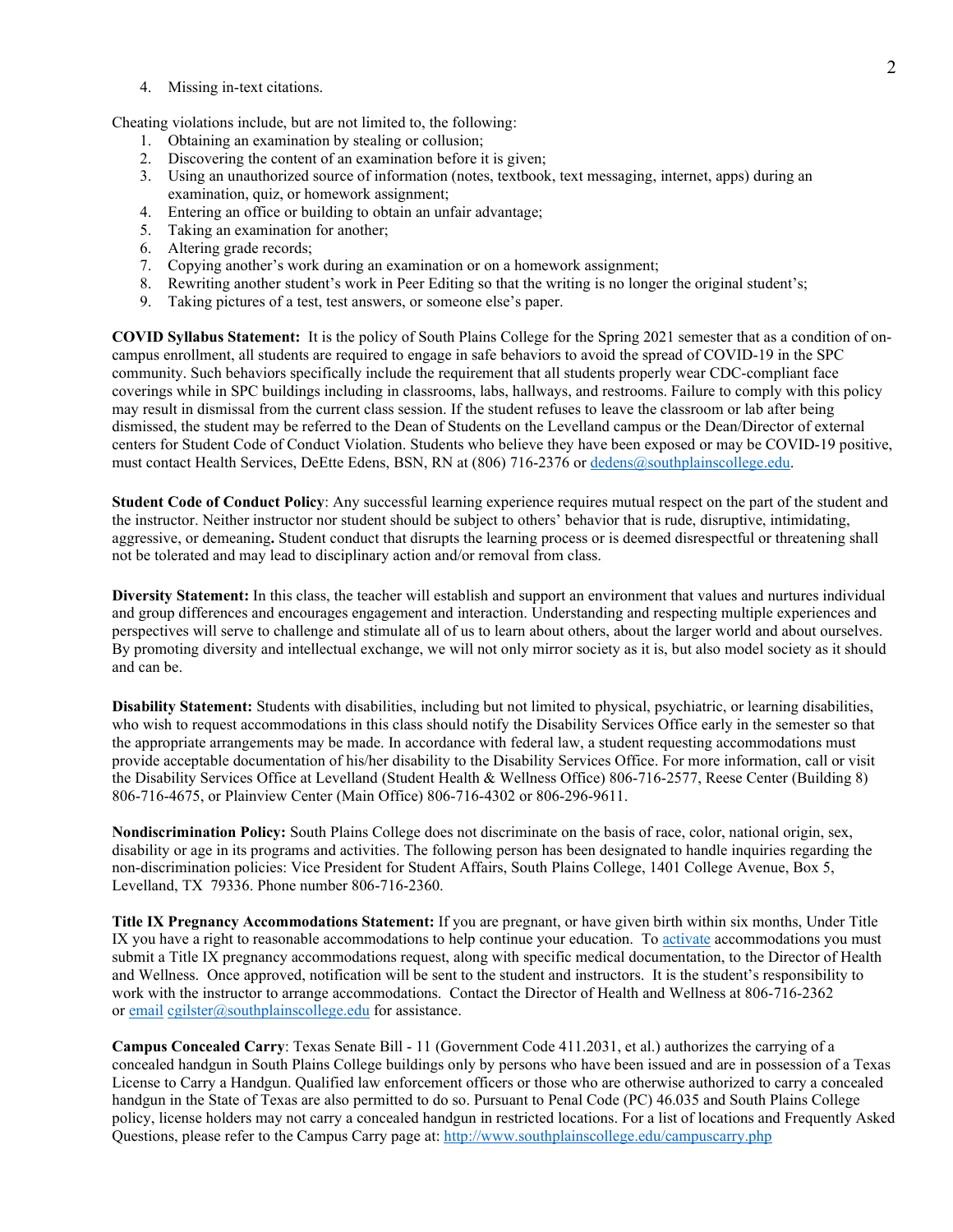4. Missing in-text citations.

Cheating violations include, but are not limited to, the following:

1. Obtaining an examination by stealing or collusion;
2. Discovering the content of an examination before it is given;
3. Using an unauthorized source of information (notes, textbook, text messaging, internet, apps) during an examination, quiz, or homework assignment;
4. Entering an office or building to obtain an unfair advantage;
5. Taking an examination for another;
6. Altering grade records;
7. Copying another's work during an examination or on a homework assignment;
8. Rewriting another student's work in Peer Editing so that the writing is no longer the original student's;
9. Taking pictures of a test, test answers, or someone else's paper.

**COVID Syllabus Statement:** It is the policy of South Plains College for the Spring 2021 semester that as a condition of on-campus enrollment, all students are required to engage in safe behaviors to avoid the spread of COVID-19 in the SPC community. Such behaviors specifically include the requirement that all students properly wear CDC-compliant face coverings while in SPC buildings including in classrooms, labs, hallways, and restrooms. Failure to comply with this policy may result in dismissal from the current class session. If the student refuses to leave the classroom or lab after being dismissed, the student may be referred to the Dean of Students on the Levelland campus or the Dean/Director of external centers for Student Code of Conduct Violation. Students who believe they have been exposed or may be COVID-19 positive, must contact Health Services, DeEtte Edens, BSN, RN at (806) 716-2376 or dedens@southplainscollege.edu.

**Student Code of Conduct Policy**: Any successful learning experience requires mutual respect on the part of the student and the instructor. Neither instructor nor student should be subject to others' behavior that is rude, disruptive, intimidating, aggressive, or demeaning**.** Student conduct that disrupts the learning process or is deemed disrespectful or threatening shall not be tolerated and may lead to disciplinary action and/or removal from class.

**Diversity Statement:** In this class, the teacher will establish and support an environment that values and nurtures individual and group differences and encourages engagement and interaction. Understanding and respecting multiple experiences and perspectives will serve to challenge and stimulate all of us to learn about others, about the larger world and about ourselves. By promoting diversity and intellectual exchange, we will not only mirror society as it is, but also model society as it should and can be.

**Disability Statement:** Students with disabilities, including but not limited to physical, psychiatric, or learning disabilities, who wish to request accommodations in this class should notify the Disability Services Office early in the semester so that the appropriate arrangements may be made. In accordance with federal law, a student requesting accommodations must provide acceptable documentation of his/her disability to the Disability Services Office. For more information, call or visit the Disability Services Office at Levelland (Student Health & Wellness Office) 806-716-2577, Reese Center (Building 8) 806-716-4675, or Plainview Center (Main Office) 806-716-4302 or 806-296-9611.

**Nondiscrimination Policy:** South Plains College does not discriminate on the basis of race, color, national origin, sex, disability or age in its programs and activities. The following person has been designated to handle inquiries regarding the non-discrimination policies: Vice President for Student Affairs, South Plains College, 1401 College Avenue, Box 5, Levelland, TX 79336. Phone number 806-716-2360.

**Title IX Pregnancy Accommodations Statement:** If you are pregnant, or have given birth within six months, Under Title IX you have a right to reasonable accommodations to help continue your education. To activate accommodations you must submit a Title IX pregnancy accommodations request, along with specific medical documentation, to the Director of Health and Wellness. Once approved, notification will be sent to the student and instructors. It is the student's responsibility to work with the instructor to arrange accommodations. Contact the Director of Health and Wellness at 806-716-2362 or email cgilster@southplainscollege.edu for assistance.

**Campus Concealed Carry**: Texas Senate Bill - 11 (Government Code 411.2031, et al.) authorizes the carrying of a concealed handgun in South Plains College buildings only by persons who have been issued and are in possession of a Texas License to Carry a Handgun. Qualified law enforcement officers or those who are otherwise authorized to carry a concealed handgun in the State of Texas are also permitted to do so. Pursuant to Penal Code (PC) 46.035 and South Plains College policy, license holders may not carry a concealed handgun in restricted locations. For a list of locations and Frequently Asked Questions, please refer to the Campus Carry page at: http://www.southplainscollege.edu/campuscarry.php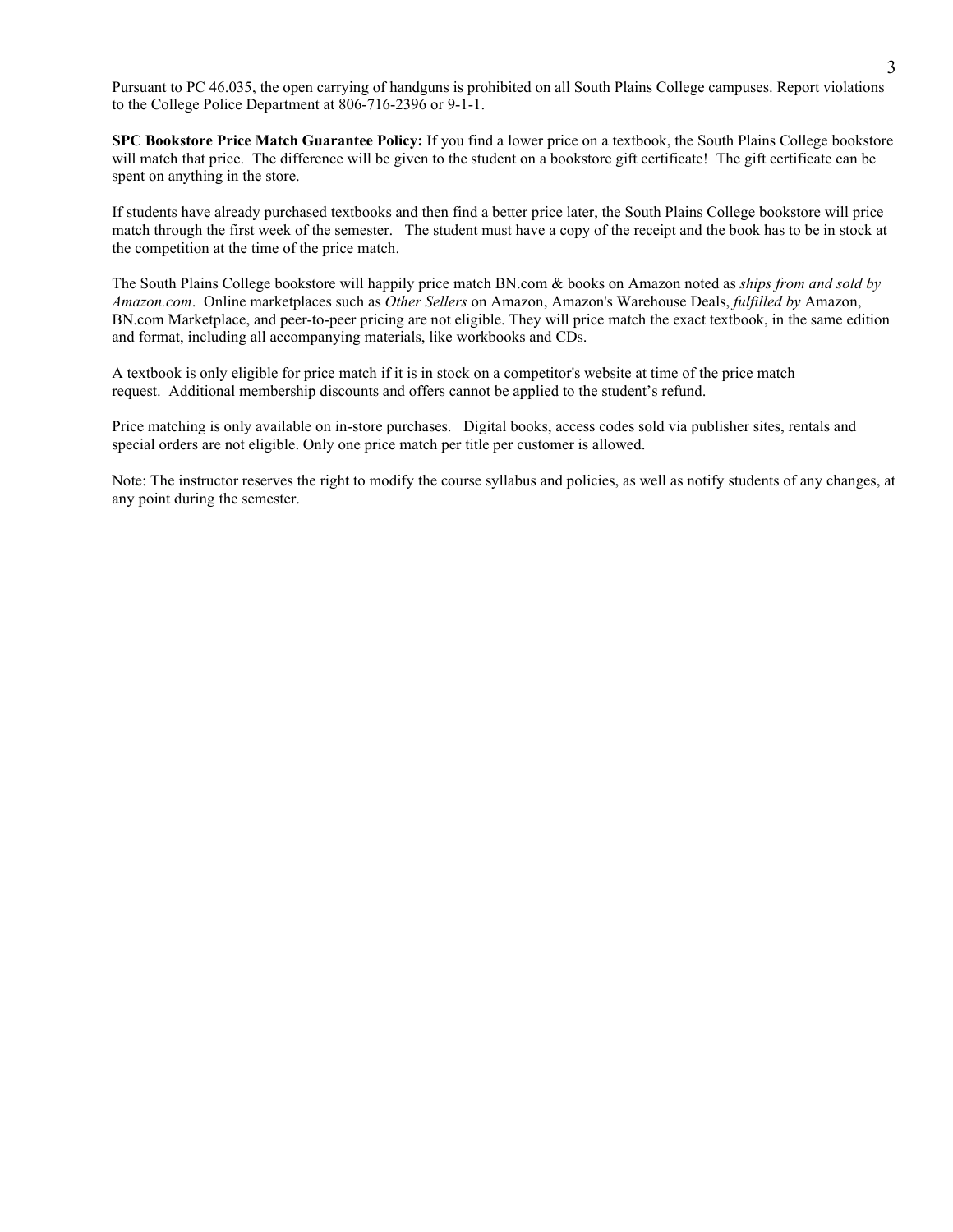Pursuant to PC 46.035, the open carrying of handguns is prohibited on all South Plains College campuses. Report violations to the College Police Department at 806-716-2396 or 9-1-1.

**SPC Bookstore Price Match Guarantee Policy:** If you find a lower price on a textbook, the South Plains College bookstore will match that price. The difference will be given to the student on a bookstore gift certificate! The gift certificate can be spent on anything in the store.

If students have already purchased textbooks and then find a better price later, the South Plains College bookstore will price match through the first week of the semester. The student must have a copy of the receipt and the book has to be in stock at the competition at the time of the price match.

The South Plains College bookstore will happily price match BN.com & books on Amazon noted as *ships from and sold by Amazon.com*. Online marketplaces such as *Other Sellers* on Amazon, Amazon's Warehouse Deals, *fulfilled by* Amazon, BN.com Marketplace, and peer-to-peer pricing are not eligible. They will price match the exact textbook, in the same edition and format, including all accompanying materials, like workbooks and CDs.

A textbook is only eligible for price match if it is in stock on a competitor's website at time of the price match request. Additional membership discounts and offers cannot be applied to the student's refund.

Price matching is only available on in-store purchases. Digital books, access codes sold via publisher sites, rentals and special orders are not eligible. Only one price match per title per customer is allowed.

Note: The instructor reserves the right to modify the course syllabus and policies, as well as notify students of any changes, at any point during the semester.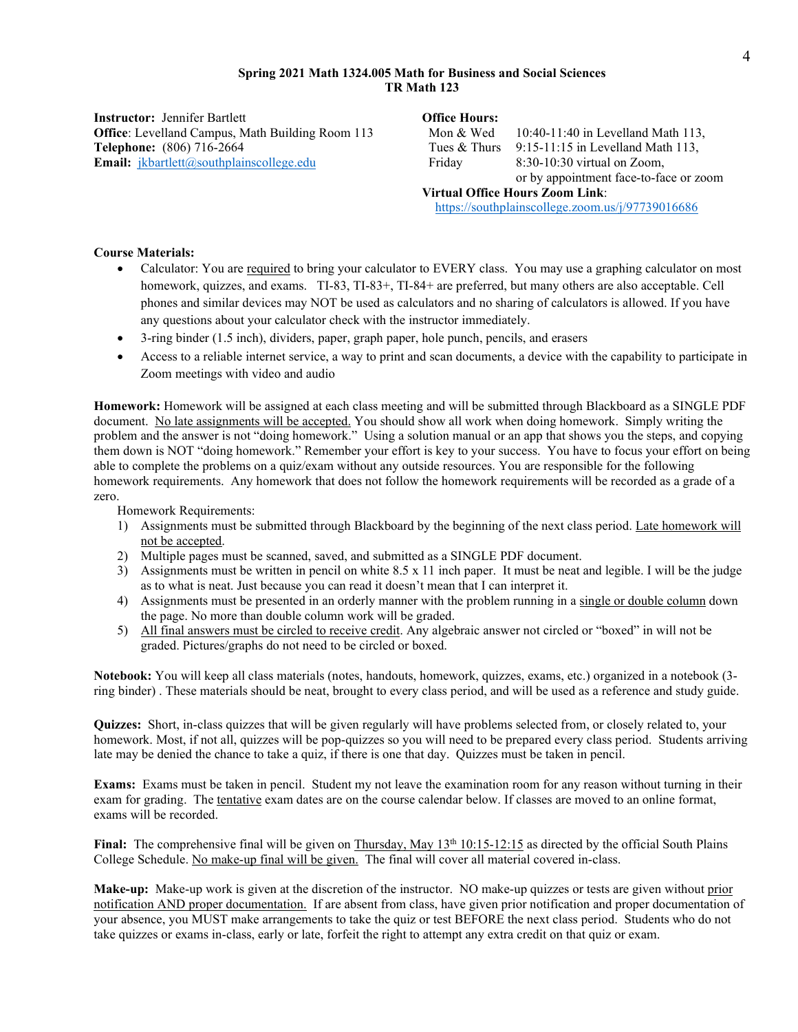**Spring 2021 Math 1324.005 Math for Business and Social Sciences**
**TR Math 123**

**Instructor:** Jennifer Bartlett
**Office**: Levelland Campus, Math Building Room 113
**Telephone:** (806) 716-2664
**Email:** jkbartlett@southplainscollege.edu

**Office Hours:**
Mon & Wed 10:40-11:40 in Levelland Math 113,
Tues & Thurs 9:15-11:15 in Levelland Math 113,
Friday 8:30-10:30 virtual on Zoom,
or by appointment face-to-face or zoom

**Virtual Office Hours Zoom Link**:
https://southplainscollege.zoom.us/j/97739016686

**Course Materials:**

- Calculator: You are required to bring your calculator to EVERY class. You may use a graphing calculator on most homework, quizzes, and exams. TI-83, TI-83+, TI-84+ are preferred, but many others are also acceptable. Cell phones and similar devices may NOT be used as calculators and no sharing of calculators is allowed. If you have any questions about your calculator check with the instructor immediately.
- 3-ring binder (1.5 inch), dividers, paper, graph paper, hole punch, pencils, and erasers
- Access to a reliable internet service, a way to print and scan documents, a device with the capability to participate in Zoom meetings with video and audio

**Homework:** Homework will be assigned at each class meeting and will be submitted through Blackboard as a SINGLE PDF document. No late assignments will be accepted. You should show all work when doing homework. Simply writing the problem and the answer is not "doing homework." Using a solution manual or an app that shows you the steps, and copying them down is NOT "doing homework." Remember your effort is key to your success. You have to focus your effort on being able to complete the problems on a quiz/exam without any outside resources. You are responsible for the following homework requirements. Any homework that does not follow the homework requirements will be recorded as a grade of a zero.

Homework Requirements:

1) Assignments must be submitted through Blackboard by the beginning of the next class period. Late homework will not be accepted.
2) Multiple pages must be scanned, saved, and submitted as a SINGLE PDF document.
3) Assignments must be written in pencil on white 8.5 x 11 inch paper. It must be neat and legible. I will be the judge as to what is neat. Just because you can read it doesn't mean that I can interpret it.
4) Assignments must be presented in an orderly manner with the problem running in a single or double column down the page. No more than double column work will be graded.
5) All final answers must be circled to receive credit. Any algebraic answer not circled or "boxed" in will not be graded. Pictures/graphs do not need to be circled or boxed.

**Notebook:** You will keep all class materials (notes, handouts, homework, quizzes, exams, etc.) organized in a notebook (3-ring binder) . These materials should be neat, brought to every class period, and will be used as a reference and study guide.

**Quizzes:** Short, in-class quizzes that will be given regularly will have problems selected from, or closely related to, your homework. Most, if not all, quizzes will be pop-quizzes so you will need to be prepared every class period. Students arriving late may be denied the chance to take a quiz, if there is one that day. Quizzes must be taken in pencil.

**Exams:** Exams must be taken in pencil. Student my not leave the examination room for any reason without turning in their exam for grading. The tentative exam dates are on the course calendar below. If classes are moved to an online format, exams will be recorded.

**Final:** The comprehensive final will be given on Thursday, May 13th 10:15-12:15 as directed by the official South Plains College Schedule. No make-up final will be given. The final will cover all material covered in-class.

**Make-up:** Make-up work is given at the discretion of the instructor. NO make-up quizzes or tests are given without prior notification AND proper documentation. If are absent from class, have given prior notification and proper documentation of your absence, you MUST make arrangements to take the quiz or test BEFORE the next class period. Students who do not take quizzes or exams in-class, early or late, forfeit the right to attempt any extra credit on that quiz or exam.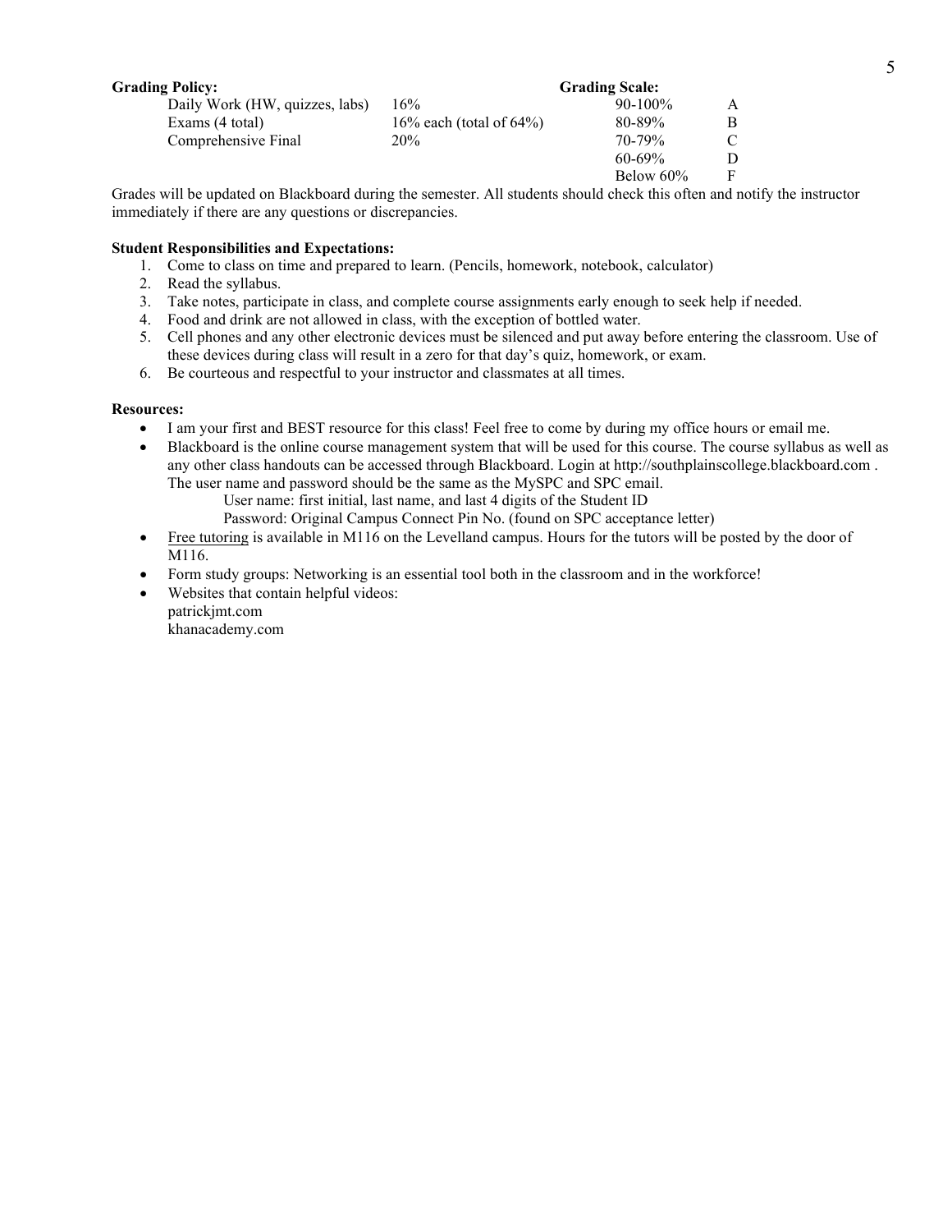**Grading Policy:**

| Category | Weight |
|---|---|
| Daily Work (HW, quizzes, labs) | 16% |
| Exams (4 total) | 16% each (total of 64%) |
| Comprehensive Final | 20% |

**Grading Scale:**

| Range | Grade |
|---|---|
| 90-100% | A |
| 80-89% | B |
| 70-79% | C |
| 60-69% | D |
| Below 60% | F |

Grades will be updated on Blackboard during the semester. All students should check this often and notify the instructor immediately if there are any questions or discrepancies.

**Student Responsibilities and Expectations:**

1. Come to class on time and prepared to learn. (Pencils, homework, notebook, calculator)
2. Read the syllabus.
3. Take notes, participate in class, and complete course assignments early enough to seek help if needed.
4. Food and drink are not allowed in class, with the exception of bottled water.
5. Cell phones and any other electronic devices must be silenced and put away before entering the classroom. Use of these devices during class will result in a zero for that day's quiz, homework, or exam.
6. Be courteous and respectful to your instructor and classmates at all times.

**Resources:**

- I am your first and BEST resource for this class! Feel free to come by during my office hours or email me.
- Blackboard is the online course management system that will be used for this course. The course syllabus as well as any other class handouts can be accessed through Blackboard. Login at http://southplainscollege.blackboard.com . The user name and password should be the same as the MySPC and SPC email.
  - User name: first initial, last name, and last 4 digits of the Student ID
  - Password: Original Campus Connect Pin No. (found on SPC acceptance letter)
- Free tutoring is available in M116 on the Levelland campus. Hours for the tutors will be posted by the door of M116.
- Form study groups: Networking is an essential tool both in the classroom and in the workforce!
- Websites that contain helpful videos:
  patrickjmt.com
  khanacademy.com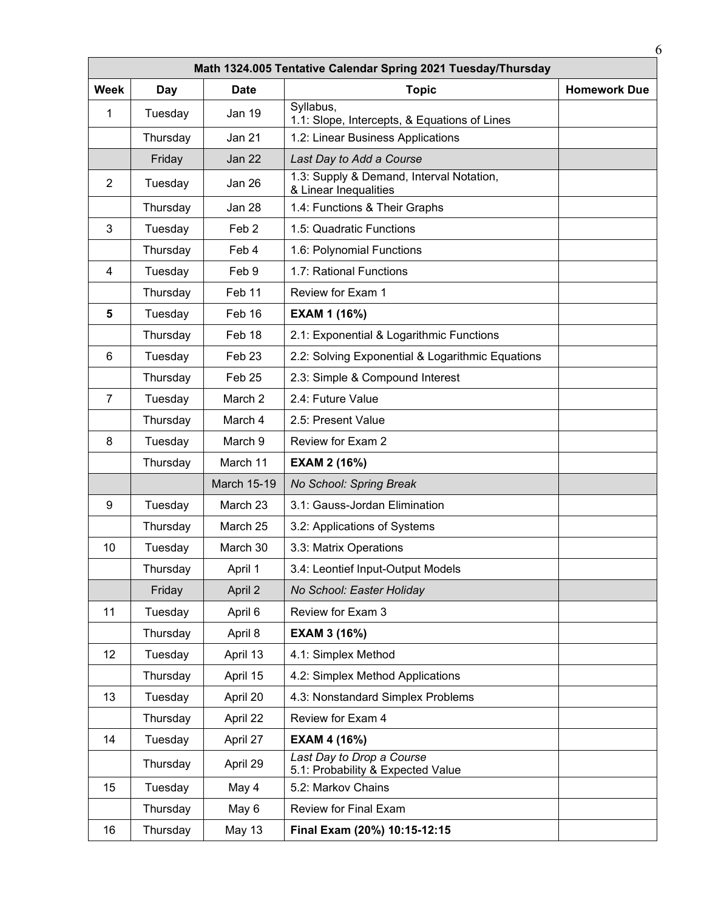| Math 1324.005 Tentative Calendar Spring 2021 Tuesday/Thursday | | | | |
|---|---|---|---|---|
| **Week** | **Day** | **Date** | **Topic** | **Homework Due** |
| 1 | Tuesday | Jan 19 | Syllabus,<br>1.1: Slope, Intercepts, & Equations of Lines | |
| | Thursday | Jan 21 | 1.2: Linear Business Applications | |
| | Friday | Jan 22 | *Last Day to Add a Course* | |
| 2 | Tuesday | Jan 26 | 1.3: Supply & Demand, Interval Notation,<br>& Linear Inequalities | |
| | Thursday | Jan 28 | 1.4: Functions & Their Graphs | |
| 3 | Tuesday | Feb 2 | 1.5: Quadratic Functions | |
| | Thursday | Feb 4 | 1.6: Polynomial Functions | |
| 4 | Tuesday | Feb 9 | 1.7: Rational Functions | |
| | Thursday | Feb 11 | Review for Exam 1 | |
| **5** | Tuesday | Feb 16 | **EXAM 1 (16%)** | |
| | Thursday | Feb 18 | 2.1: Exponential & Logarithmic Functions | |
| 6 | Tuesday | Feb 23 | 2.2: Solving Exponential & Logarithmic Equations | |
| | Thursday | Feb 25 | 2.3: Simple & Compound Interest | |
| 7 | Tuesday | March 2 | 2.4: Future Value | |
| | Thursday | March 4 | 2.5: Present Value | |
| 8 | Tuesday | March 9 | Review for Exam 2 | |
| | Thursday | March 11 | **EXAM 2 (16%)** | |
| | | March 15-19 | *No School: Spring Break* | |
| 9 | Tuesday | March 23 | 3.1: Gauss-Jordan Elimination | |
| | Thursday | March 25 | 3.2: Applications of Systems | |
| 10 | Tuesday | March 30 | 3.3: Matrix Operations | |
| | Thursday | April 1 | 3.4: Leontief Input-Output Models | |
| | Friday | April 2 | *No School: Easter Holiday* | |
| 11 | Tuesday | April 6 | Review for Exam 3 | |
| | Thursday | April 8 | **EXAM 3 (16%)** | |
| 12 | Tuesday | April 13 | 4.1: Simplex Method | |
| | Thursday | April 15 | 4.2: Simplex Method Applications | |
| 13 | Tuesday | April 20 | 4.3: Nonstandard Simplex Problems | |
| | Thursday | April 22 | Review for Exam 4 | |
| 14 | Tuesday | April 27 | **EXAM 4 (16%)** | |
| | Thursday | April 29 | *Last Day to Drop a Course*<br>5.1: Probability & Expected Value | |
| 15 | Tuesday | May 4 | 5.2: Markov Chains | |
| | Thursday | May 6 | Review for Final Exam | |
| 16 | Thursday | May 13 | **Final Exam (20%) 10:15-12:15** | |